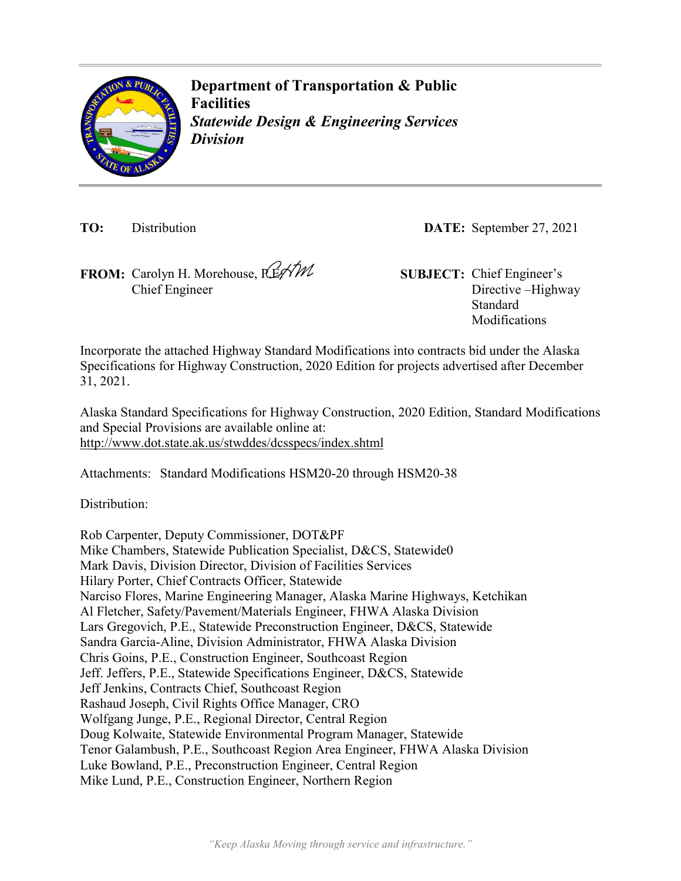**Department of Transportation & Public Facilities**
***Statewide Design & Engineering Services Division***

**TO:** Distribution

**DATE:** September 27, 2021

**FROM:** Carolyn H. Morehouse, P.E.
Chief Engineer

**SUBJECT:** Chief Engineer's Directive –Highway Standard Modifications

Incorporate the attached Highway Standard Modifications into contracts bid under the Alaska Specifications for Highway Construction, 2020 Edition for projects advertised after December 31, 2021.

Alaska Standard Specifications for Highway Construction, 2020 Edition, Standard Modifications and Special Provisions are available online at:
http://www.dot.state.ak.us/stwddes/dcsspecs/index.shtml

Attachments: Standard Modifications HSM20-20 through HSM20-38

Distribution:

Rob Carpenter, Deputy Commissioner, DOT&PF
Mike Chambers, Statewide Publication Specialist, D&CS, Statewide0
Mark Davis, Division Director, Division of Facilities Services
Hilary Porter, Chief Contracts Officer, Statewide
Narciso Flores, Marine Engineering Manager, Alaska Marine Highways, Ketchikan
Al Fletcher, Safety/Pavement/Materials Engineer, FHWA Alaska Division
Lars Gregovich, P.E., Statewide Preconstruction Engineer, D&CS, Statewide
Sandra Garcia-Aline, Division Administrator, FHWA Alaska Division
Chris Goins, P.E., Construction Engineer, Southcoast Region
Jeff. Jeffers, P.E., Statewide Specifications Engineer, D&CS, Statewide
Jeff Jenkins, Contracts Chief, Southcoast Region
Rashaud Joseph, Civil Rights Office Manager, CRO
Wolfgang Junge, P.E., Regional Director, Central Region
Doug Kolwaite, Statewide Environmental Program Manager, Statewide
Tenor Galambush, P.E., Southcoast Region Area Engineer, FHWA Alaska Division
Luke Bowland, P.E., Preconstruction Engineer, Central Region
Mike Lund, P.E., Construction Engineer, Northern Region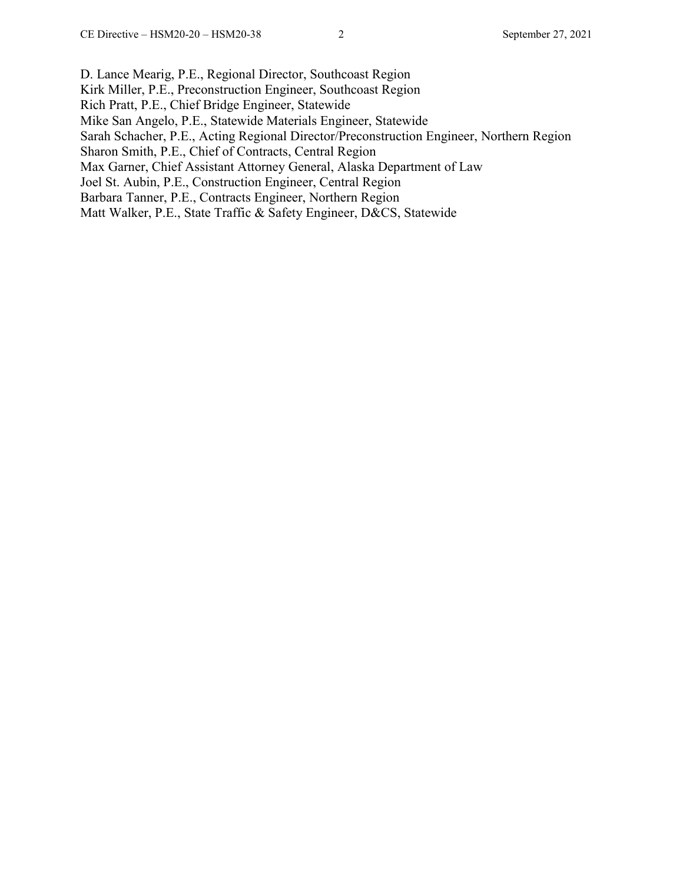D. Lance Mearig, P.E., Regional Director, Southcoast Region
Kirk Miller, P.E., Preconstruction Engineer, Southcoast Region
Rich Pratt, P.E., Chief Bridge Engineer, Statewide
Mike San Angelo, P.E., Statewide Materials Engineer, Statewide
Sarah Schacher, P.E., Acting Regional Director/Preconstruction Engineer, Northern Region
Sharon Smith, P.E., Chief of Contracts, Central Region
Max Garner, Chief Assistant Attorney General, Alaska Department of Law
Joel St. Aubin, P.E., Construction Engineer, Central Region
Barbara Tanner, P.E., Contracts Engineer, Northern Region
Matt Walker, P.E., State Traffic & Safety Engineer, D&CS, Statewide